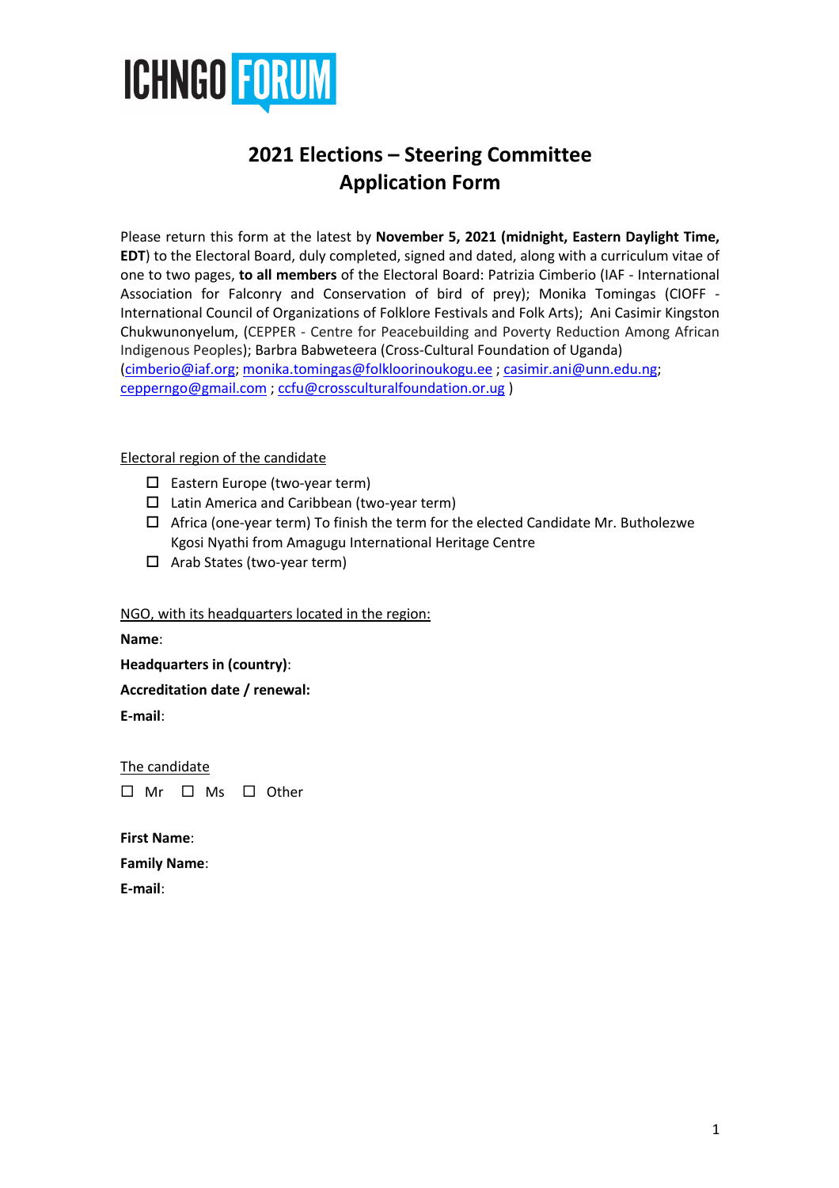ICHNGO FORUM

# 2021 Elections – Steering Committee Application Form

Please return this form at the latest by **November 5, 2021 (midnight, Eastern Daylight Time, EDT**) to the Electoral Board, duly completed, signed and dated, along with a curriculum vitae of one to two pages, **to all members** of the Electoral Board: Patrizia Cimberio (IAF - International Association for Falconry and Conservation of bird of prey); Monika Tomingas (CIOFF - International Council of Organizations of Folklore Festivals and Folk Arts); Ani Casimir Kingston Chukwunonyelum, (CEPPER - Centre for Peacebuilding and Poverty Reduction Among African Indigenous Peoples); Barbra Babweteera (Cross-Cultural Foundation of Uganda) (cimberio@iaf.org; monika.tomingas@folkloorinoukogu.ee ; casimir.ani@unn.edu.ng; cepperngo@gmail.com ; ccfu@crossculturalfoundation.or.ug )

Electoral region of the candidate

- ☐ Eastern Europe (two-year term)
- ☐ Latin America and Caribbean (two-year term)
- ☐ Africa (one-year term) To finish the term for the elected Candidate Mr. Butholezwe Kgosi Nyathi from Amagugu International Heritage Centre
- ☐ Arab States (two-year term)

NGO, with its headquarters located in the region:

**Name**:

**Headquarters in (country)**:

**Accreditation date / renewal:**

**E-mail**:

The candidate

☐ Mr ☐ Ms ☐ Other

**First Name**:

**Family Name**:

**E-mail**: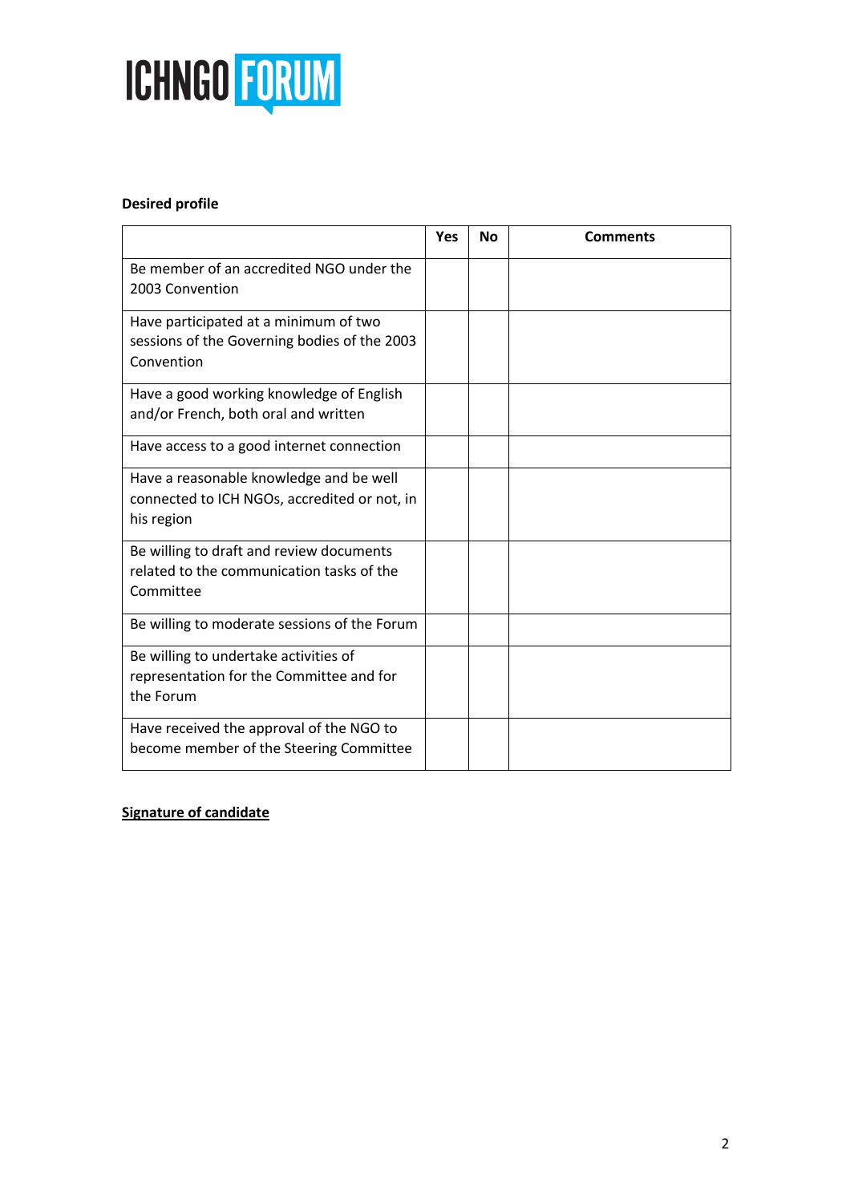**Desired profile**

| | Yes | No | Comments |
|---|---|---|---|
| Be member of an accredited NGO under the 2003 Convention | | | |
| Have participated at a minimum of two sessions of the Governing bodies of the 2003 Convention | | | |
| Have a good working knowledge of English and/or French, both oral and written | | | |
| Have access to a good internet connection | | | |
| Have a reasonable knowledge and be well connected to ICH NGOs, accredited or not, in his region | | | |
| Be willing to draft and review documents related to the communication tasks of the Committee | | | |
| Be willing to moderate sessions of the Forum | | | |
| Be willing to undertake activities of representation for the Committee and for the Forum | | | |
| Have received the approval of the NGO to become member of the Steering Committee | | | |

**Signature of candidate**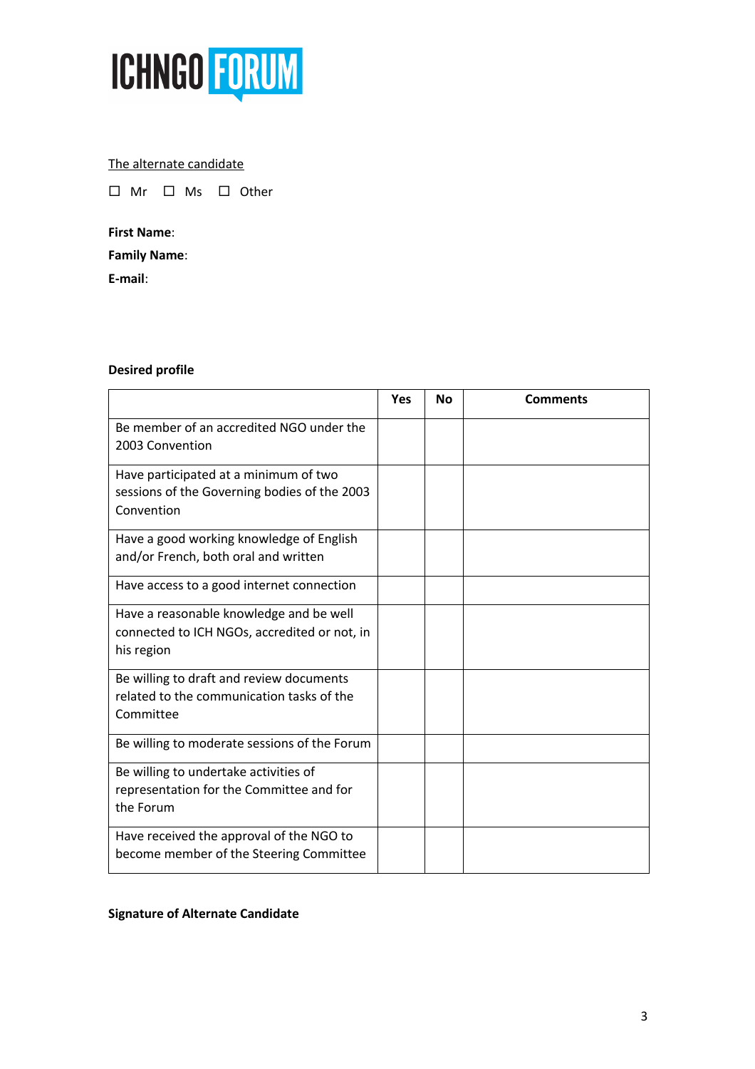ICHNGO FORUM

<u>The alternate candidate</u>

☐ Mr ☐ Ms ☐ Other

**First Name**:

**Family Name**:

**E-mail**:

**Desired profile**

| | Yes | No | Comments |
|---|---|---|---|
| Be member of an accredited NGO under the 2003 Convention | | | |
| Have participated at a minimum of two sessions of the Governing bodies of the 2003 Convention | | | |
| Have a good working knowledge of English and/or French, both oral and written | | | |
| Have access to a good internet connection | | | |
| Have a reasonable knowledge and be well connected to ICH NGOs, accredited or not, in his region | | | |
| Be willing to draft and review documents related to the communication tasks of the Committee | | | |
| Be willing to moderate sessions of the Forum | | | |
| Be willing to undertake activities of representation for the Committee and for the Forum | | | |
| Have received the approval of the NGO to become member of the Steering Committee | | | |

**Signature of Alternate Candidate**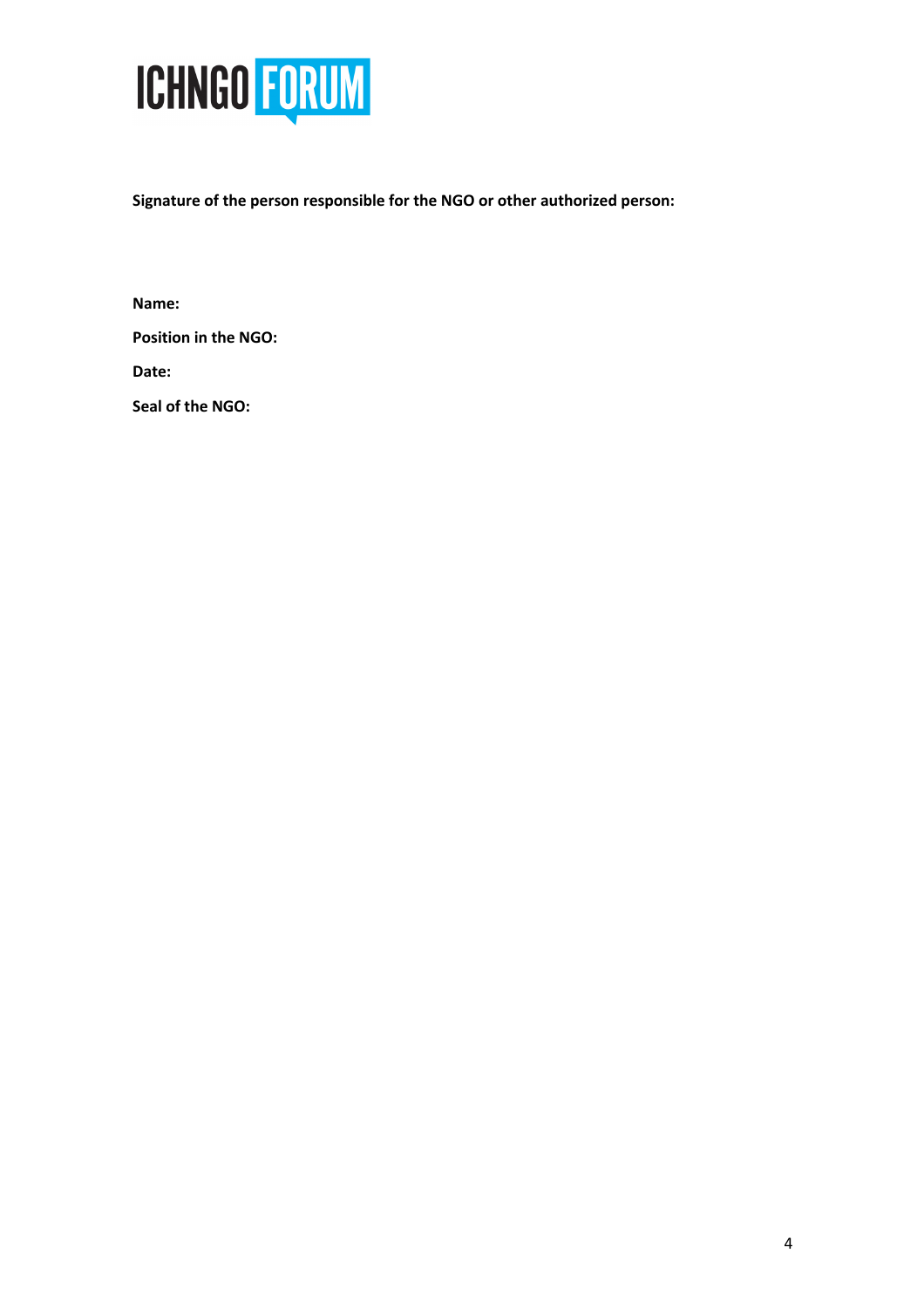ICHNGO FORUM

**Signature of the person responsible for the NGO or other authorized person:**

**Name:**

**Position in the NGO:**

**Date:**

**Seal of the NGO:**